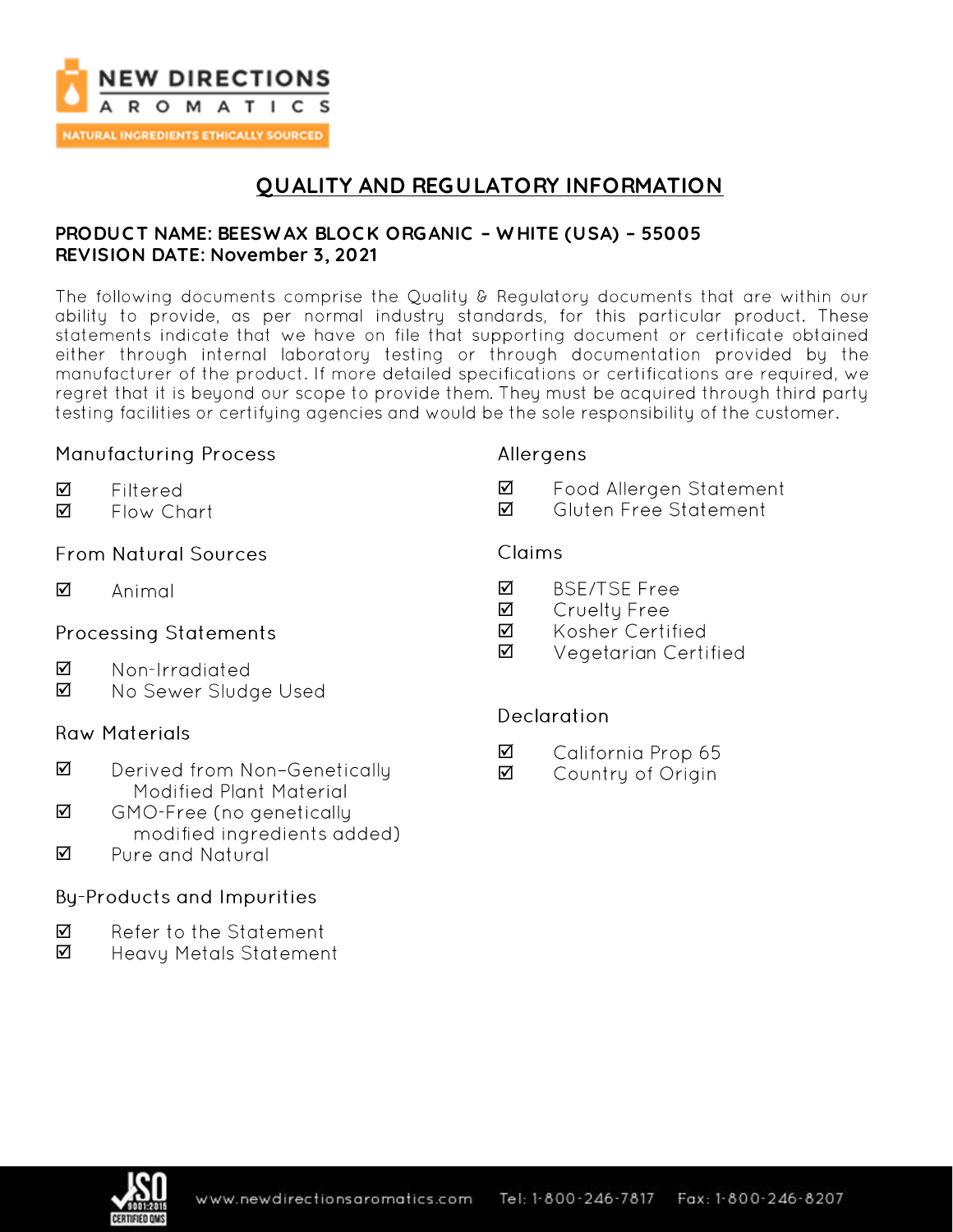# QUALITY AND REGULATORY INFORMATION

**PRODUCT NAME: BEESWAX BLOCK ORGANIC – WHITE (USA) – 55005**
**REVISION DATE: November 3, 2021**

The following documents comprise the Quality & Regulatory documents that are within our ability to provide, as per normal industry standards, for this particular product. These statements indicate that we have on file that supporting document or certificate obtained either through internal laboratory testing or through documentation provided by the manufacturer of the product. If more detailed specifications or certifications are required, we regret that it is beyond our scope to provide them. They must be acquired through third party testing facilities or certifying agencies and would be the sole responsibility of the customer.

### Manufacturing Process

- ☑ Filtered
- ☑ Flow Chart

### From Natural Sources

- ☑ Animal

### Processing Statements

- ☑ Non-Irradiated
- ☑ No Sewer Sludge Used

### Raw Materials

- ☑ Derived from Non–Genetically Modified Plant Material
- ☑ GMO-Free (no genetically modified ingredients added)
- ☑ Pure and Natural

### By-Products and Impurities

- ☑ Refer to the Statement
- ☑ Heavy Metals Statement

### Allergens

- ☑ Food Allergen Statement
- ☑ Gluten Free Statement

### Claims

- ☑ BSE/TSE Free
- ☑ Cruelty Free
- ☑ Kosher Certified
- ☑ Vegetarian Certified

### Declaration

- ☑ California Prop 65
- ☑ Country of Origin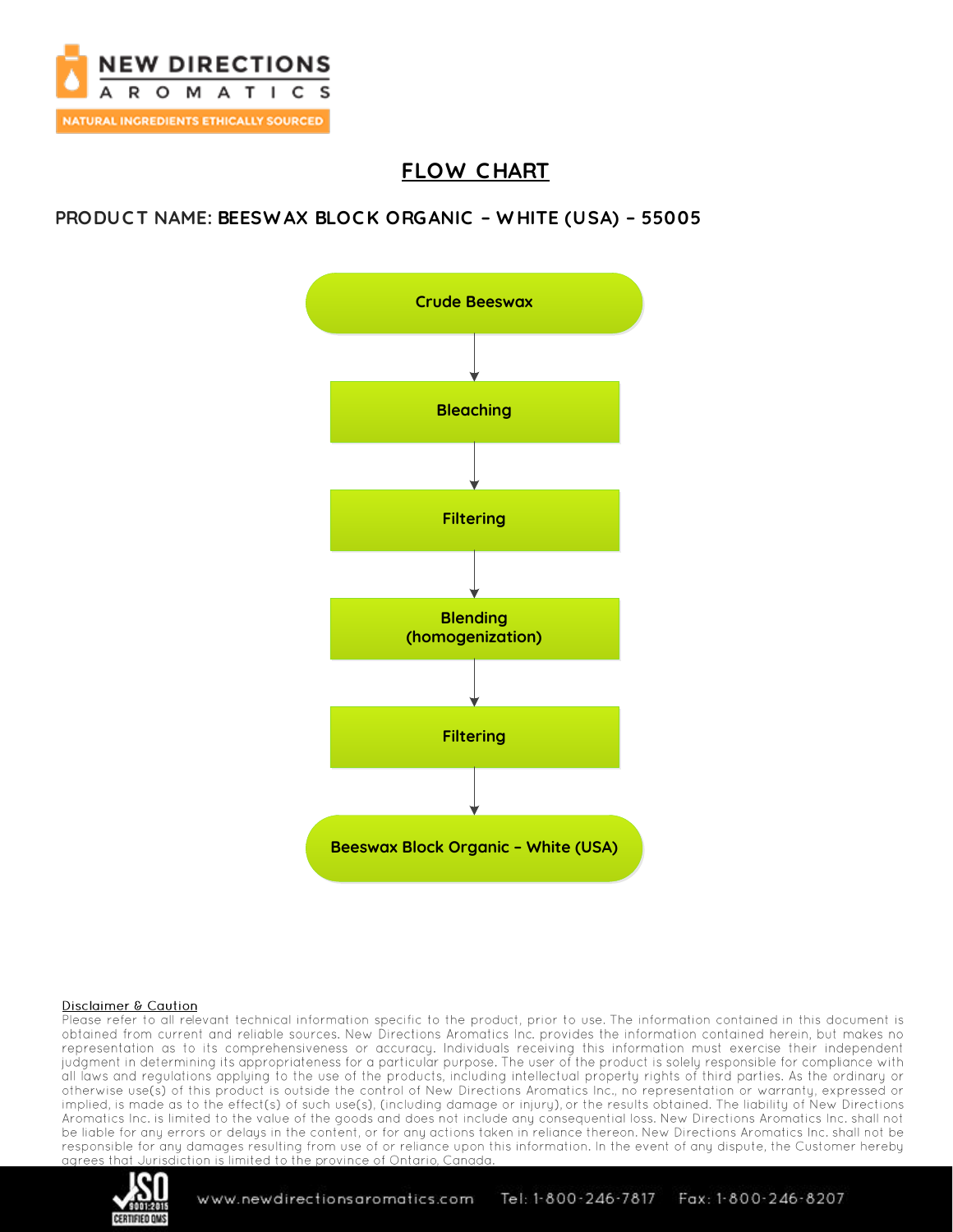# FLOW CHART

## PRODUCT NAME: BEESWAX BLOCK ORGANIC – WHITE (USA) – 55005

Crude Beeswax

↓

Bleaching

↓

Filtering

↓

Blending (homogenization)

↓

Filtering

↓

Beeswax Block Organic – White (USA)

**Disclaimer & Caution**

Please refer to all relevant technical information specific to the product, prior to use. The information contained in this document is obtained from current and reliable sources. New Directions Aromatics Inc. provides the information contained herein, but makes no representation as to its comprehensiveness or accuracy. Individuals receiving this information must exercise their independent judgment in determining its appropriateness for a particular purpose. The user of the product is solely responsible for compliance with all laws and regulations applying to the use of the products, including intellectual property rights of third parties. As the ordinary or otherwise use(s) of this product is outside the control of New Directions Aromatics Inc., no representation or warranty, expressed or implied, is made as to the effect(s) of such use(s), (including damage or injury), or the results obtained. The liability of New Directions Aromatics Inc. is limited to the value of the goods and does not include any consequential loss. New Directions Aromatics Inc. shall not be liable for any errors or delays in the content, or for any actions taken in reliance thereon. New Directions Aromatics Inc. shall not be responsible for any damages resulting from use of or reliance upon this information. In the event of any dispute, the Customer hereby agrees that Jurisdiction is limited to the province of Ontario, Canada.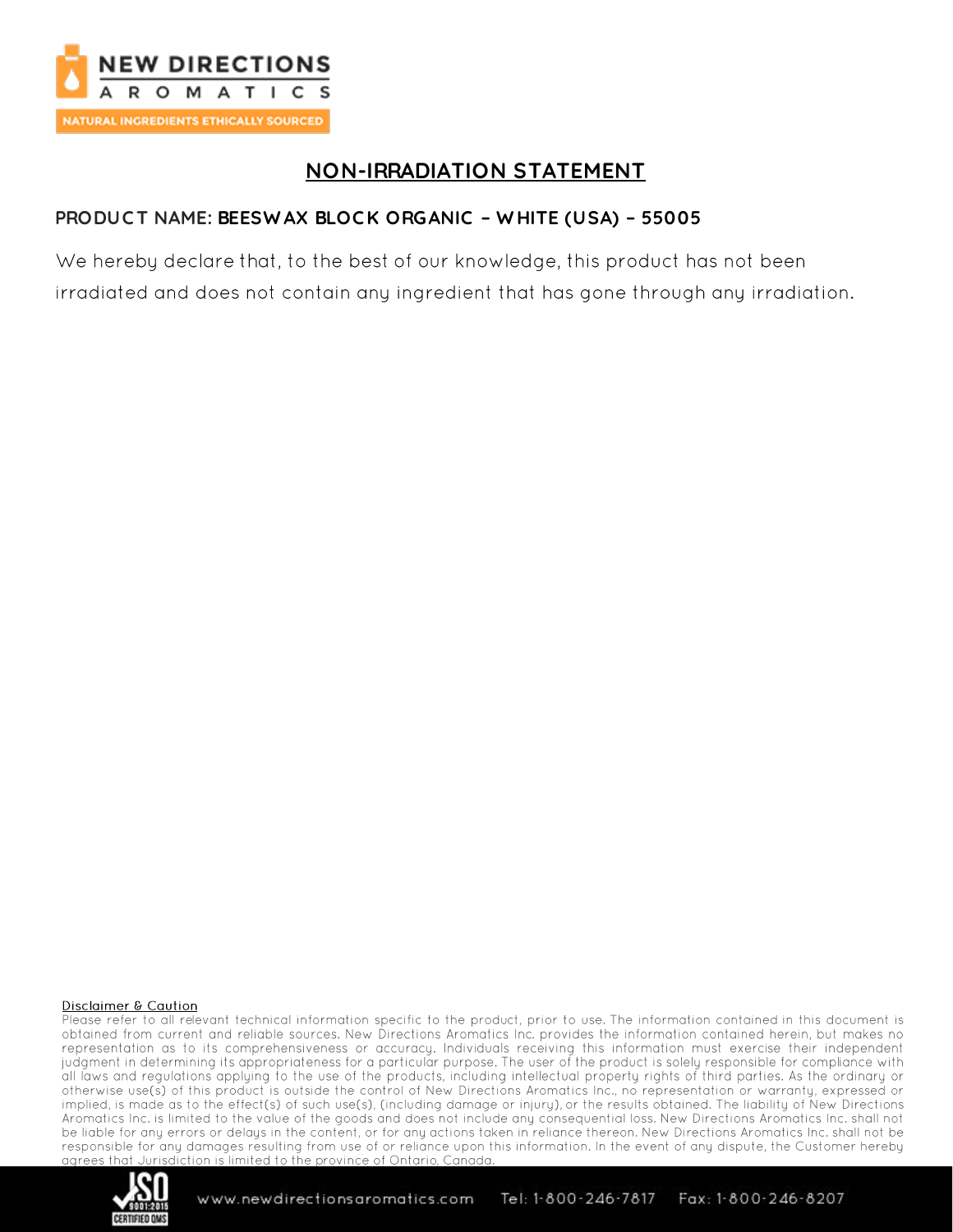# NON-IRRADIATION STATEMENT

**PRODUCT NAME: BEESWAX BLOCK ORGANIC – WHITE (USA) – 55005**

We hereby declare that, to the best of our knowledge, this product has not been irradiated and does not contain any ingredient that has gone through any irradiation.

**Disclaimer & Caution**

Please refer to all relevant technical information specific to the product, prior to use. The information contained in this document is obtained from current and reliable sources. New Directions Aromatics Inc. provides the information contained herein, but makes no representation as to its comprehensiveness or accuracy. Individuals receiving this information must exercise their independent judgment in determining its appropriateness for a particular purpose. The user of the product is solely responsible for compliance with all laws and regulations applying to the use of the products, including intellectual property rights of third parties. As the ordinary or otherwise use(s) of this product is outside the control of New Directions Aromatics Inc., no representation or warranty, expressed or implied, is made as to the effect(s) of such use(s), (including damage or injury), or the results obtained. The liability of New Directions Aromatics Inc. is limited to the value of the goods and does not include any consequential loss. New Directions Aromatics Inc. shall not be liable for any errors or delays in the content, or for any actions taken in reliance thereon. New Directions Aromatics Inc. shall not be responsible for any damages resulting from use of or reliance upon this information. In the event of any dispute, the Customer hereby agrees that Jurisdiction is limited to the province of Ontario, Canada.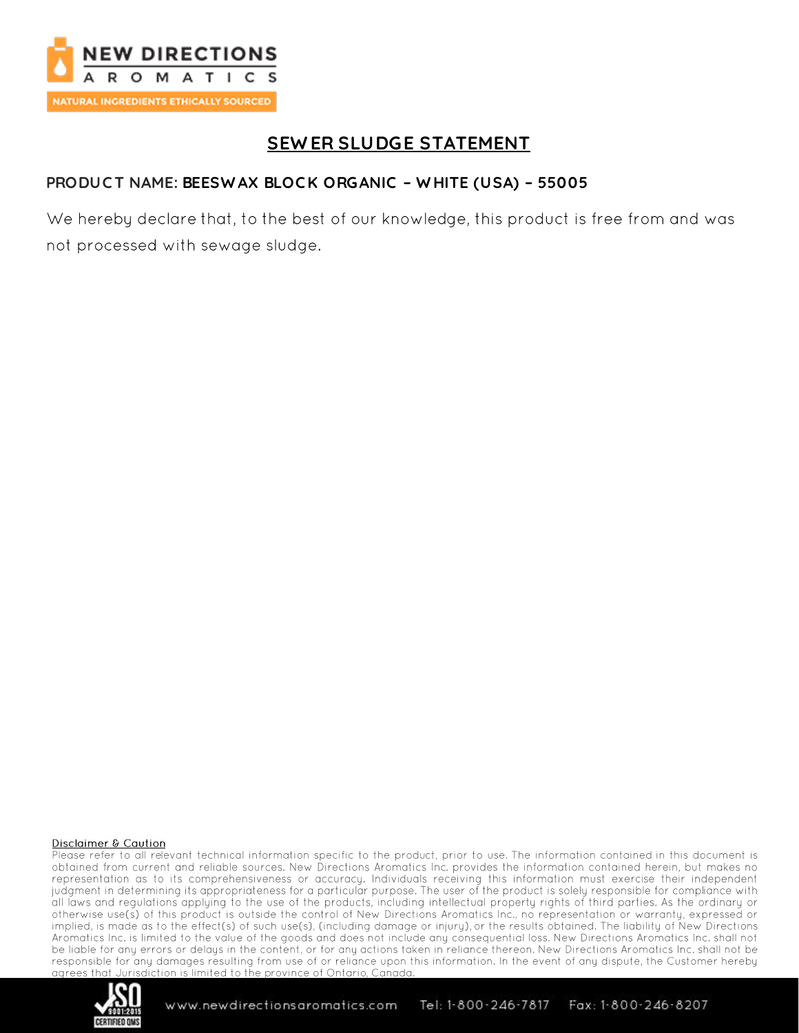## SEWER SLUDGE STATEMENT

**PRODUCT NAME: BEESWAX BLOCK ORGANIC – WHITE (USA) – 55005**

We hereby declare that, to the best of our knowledge, this product is free from and was not processed with sewage sludge.

Disclaimer & Caution

Please refer to all relevant technical information specific to the product, prior to use. The information contained in this document is obtained from current and reliable sources. New Directions Aromatics Inc. provides the information contained herein, but makes no representation as to its comprehensiveness or accuracy. Individuals receiving this information must exercise their independent judgment in determining its appropriateness for a particular purpose. The user of the product is solely responsible for compliance with all laws and regulations applying to the use of the products, including intellectual property rights of third parties. As the ordinary or otherwise use(s) of this product is outside the control of New Directions Aromatics Inc., no representation or warranty, expressed or implied, is made as to the effect(s) of such use(s), (including damage or injury), or the results obtained. The liability of New Directions Aromatics Inc. is limited to the value of the goods and does not include any consequential loss. New Directions Aromatics Inc. shall not be liable for any errors or delays in the content, or for any actions taken in reliance thereon. New Directions Aromatics Inc. shall not be responsible for any damages resulting from use of or reliance upon this information. In the event of any dispute, the Customer hereby agrees that Jurisdiction is limited to the province of Ontario, Canada.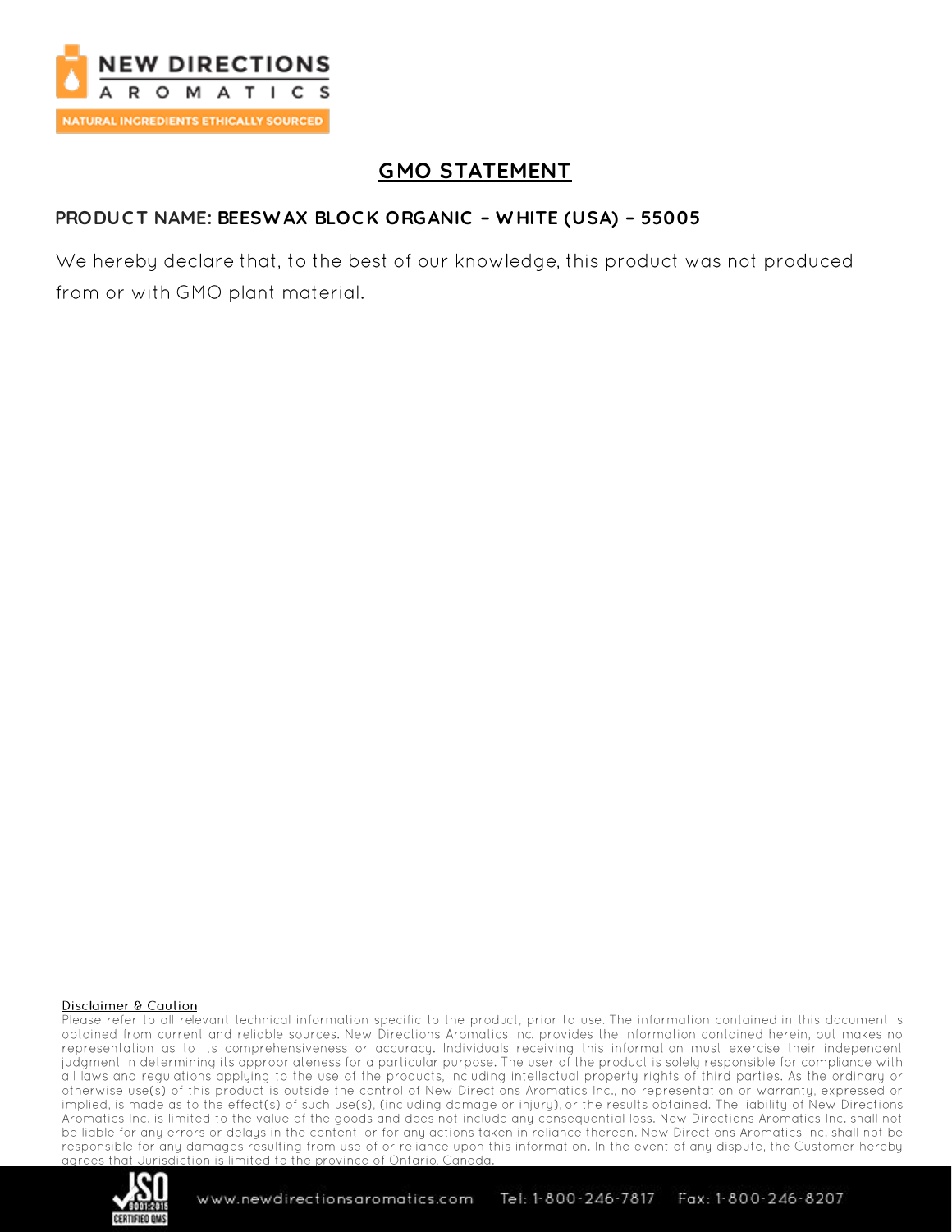# GMO STATEMENT

**PRODUCT NAME: BEESWAX BLOCK ORGANIC – WHITE (USA) – 55005**

We hereby declare that, to the best of our knowledge, this product was not produced from or with GMO plant material.

Disclaimer & Caution

Please refer to all relevant technical information specific to the product, prior to use. The information contained in this document is obtained from current and reliable sources. New Directions Aromatics Inc. provides the information contained herein, but makes no representation as to its comprehensiveness or accuracy. Individuals receiving this information must exercise their independent judgment in determining its appropriateness for a particular purpose. The user of the product is solely responsible for compliance with all laws and regulations applying to the use of the products, including intellectual property rights of third parties. As the ordinary or otherwise use(s) of this product is outside the control of New Directions Aromatics Inc., no representation or warranty, expressed or implied, is made as to the effect(s) of such use(s), (including damage or injury), or the results obtained. The liability of New Directions Aromatics Inc. is limited to the value of the goods and does not include any consequential loss. New Directions Aromatics Inc. shall not be liable for any errors or delays in the content, or for any actions taken in reliance thereon. New Directions Aromatics Inc. shall not be responsible for any damages resulting from use of or reliance upon this information. In the event of any dispute, the Customer hereby agrees that Jurisdiction is limited to the province of Ontario, Canada.

www.newdirectionsaromatics.com Tel: 1-800-246-7817 Fax: 1-800-246-8207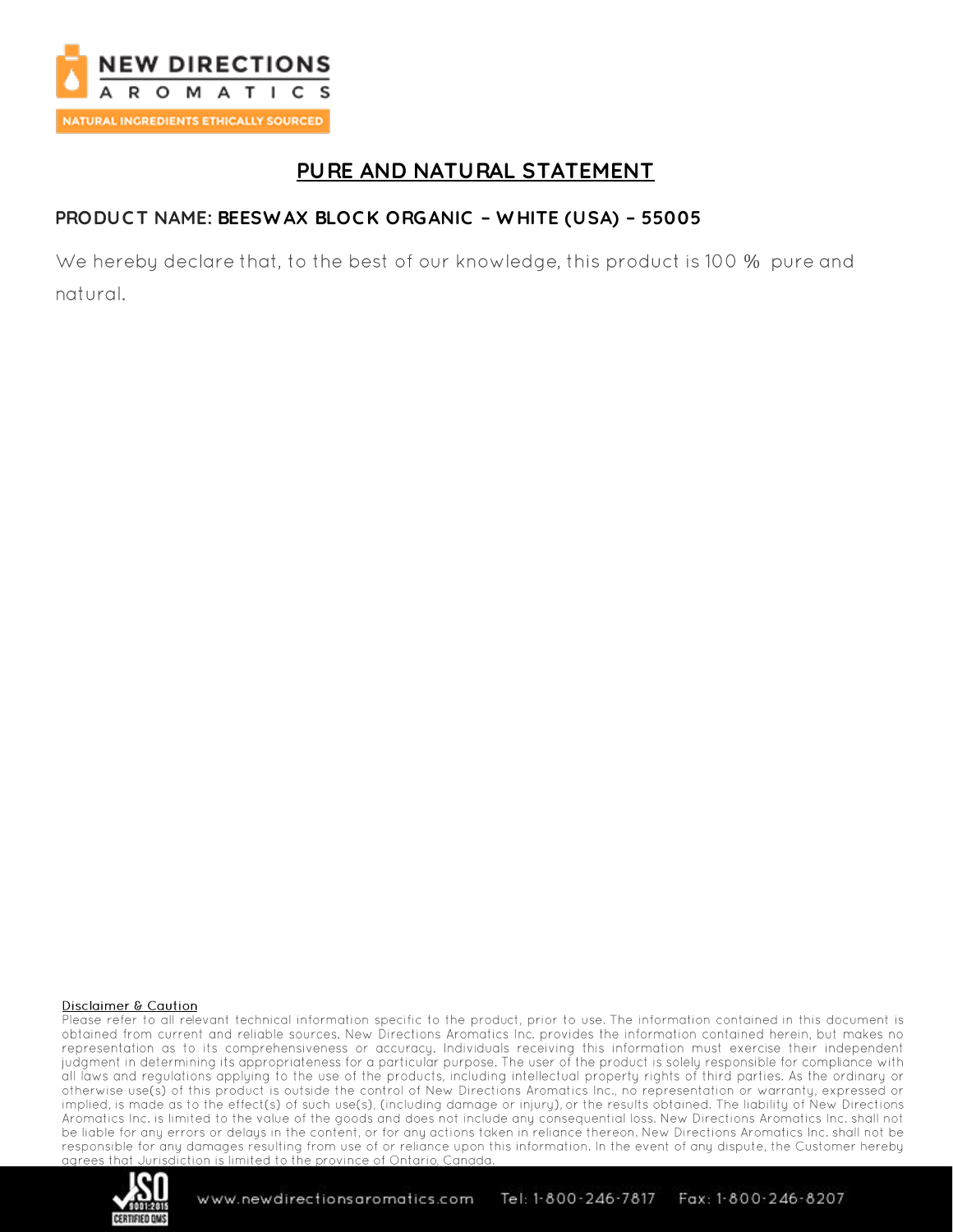NEW DIRECTIONS AROMATICS

NATURAL INGREDIENTS ETHICALLY SOURCED

## PURE AND NATURAL STATEMENT

**PRODUCT NAME: BEESWAX BLOCK ORGANIC – WHITE (USA) – 55005**

We hereby declare that, to the best of our knowledge, this product is 100 % pure and natural.

Disclaimer & Caution

Please refer to all relevant technical information specific to the product, prior to use. The information contained in this document is obtained from current and reliable sources. New Directions Aromatics Inc. provides the information contained herein, but makes no representation as to its comprehensiveness or accuracy. Individuals receiving this information must exercise their independent judgment in determining its appropriateness for a particular purpose. The user of the product is solely responsible for compliance with all laws and regulations applying to the use of the products, including intellectual property rights of third parties. As the ordinary or otherwise use(s) of this product is outside the control of New Directions Aromatics Inc., no representation or warranty, expressed or implied, is made as to the effect(s) of such use(s), (including damage or injury), or the results obtained. The liability of New Directions Aromatics Inc. is limited to the value of the goods and does not include any consequential loss. New Directions Aromatics Inc. shall not be liable for any errors or delays in the content, or for any actions taken in reliance thereon. New Directions Aromatics Inc. shall not be responsible for any damages resulting from use of or reliance upon this information. In the event of any dispute, the Customer hereby agrees that Jurisdiction is limited to the province of Ontario, Canada.

ISO 9001:2015 CERTIFIED QMS

www.newdirectionsaromatics.com Tel: 1-800-246-7817 Fax: 1-800-246-8207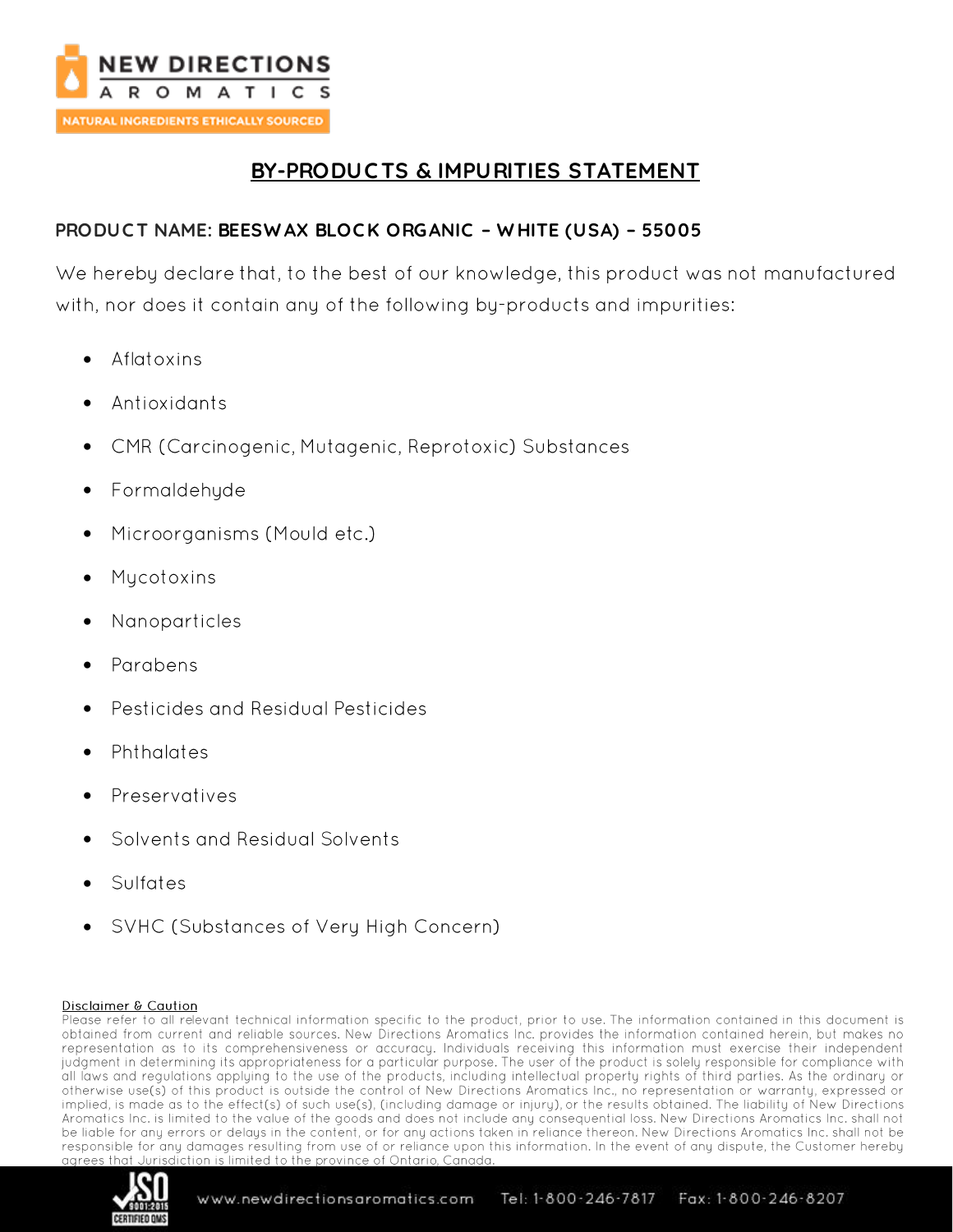## BY-PRODUCTS & IMPURITIES STATEMENT

**PRODUCT NAME: BEESWAX BLOCK ORGANIC – WHITE (USA) – 55005**

We hereby declare that, to the best of our knowledge, this product was not manufactured with, nor does it contain any of the following by-products and impurities:

- Aflatoxins
- Antioxidants
- CMR (Carcinogenic, Mutagenic, Reprotoxic) Substances
- Formaldehyde
- Microorganisms (Mould etc.)
- Mycotoxins
- Nanoparticles
- Parabens
- Pesticides and Residual Pesticides
- Phthalates
- Preservatives
- Solvents and Residual Solvents
- Sulfates
- SVHC (Substances of Very High Concern)

Disclaimer & Caution

Please refer to all relevant technical information specific to the product, prior to use. The information contained in this document is obtained from current and reliable sources. New Directions Aromatics Inc. provides the information contained herein, but makes no representation as to its comprehensiveness or accuracy. Individuals receiving this information must exercise their independent judgment in determining its appropriateness for a particular purpose. The user of the product is solely responsible for compliance with all laws and regulations applying to the use of the products, including intellectual property rights of third parties. As the ordinary or otherwise use(s) of this product is outside the control of New Directions Aromatics Inc., no representation or warranty, expressed or implied, is made as to the effect(s) of such use(s), (including damage or injury), or the results obtained. The liability of New Directions Aromatics Inc. is limited to the value of the goods and does not include any consequential loss. New Directions Aromatics Inc. shall not be liable for any errors or delays in the content, or for any actions taken in reliance thereon. New Directions Aromatics Inc. shall not be responsible for any damages resulting from use of or reliance upon this information. In the event of any dispute, the Customer hereby agrees that Jurisdiction is limited to the province of Ontario, Canada.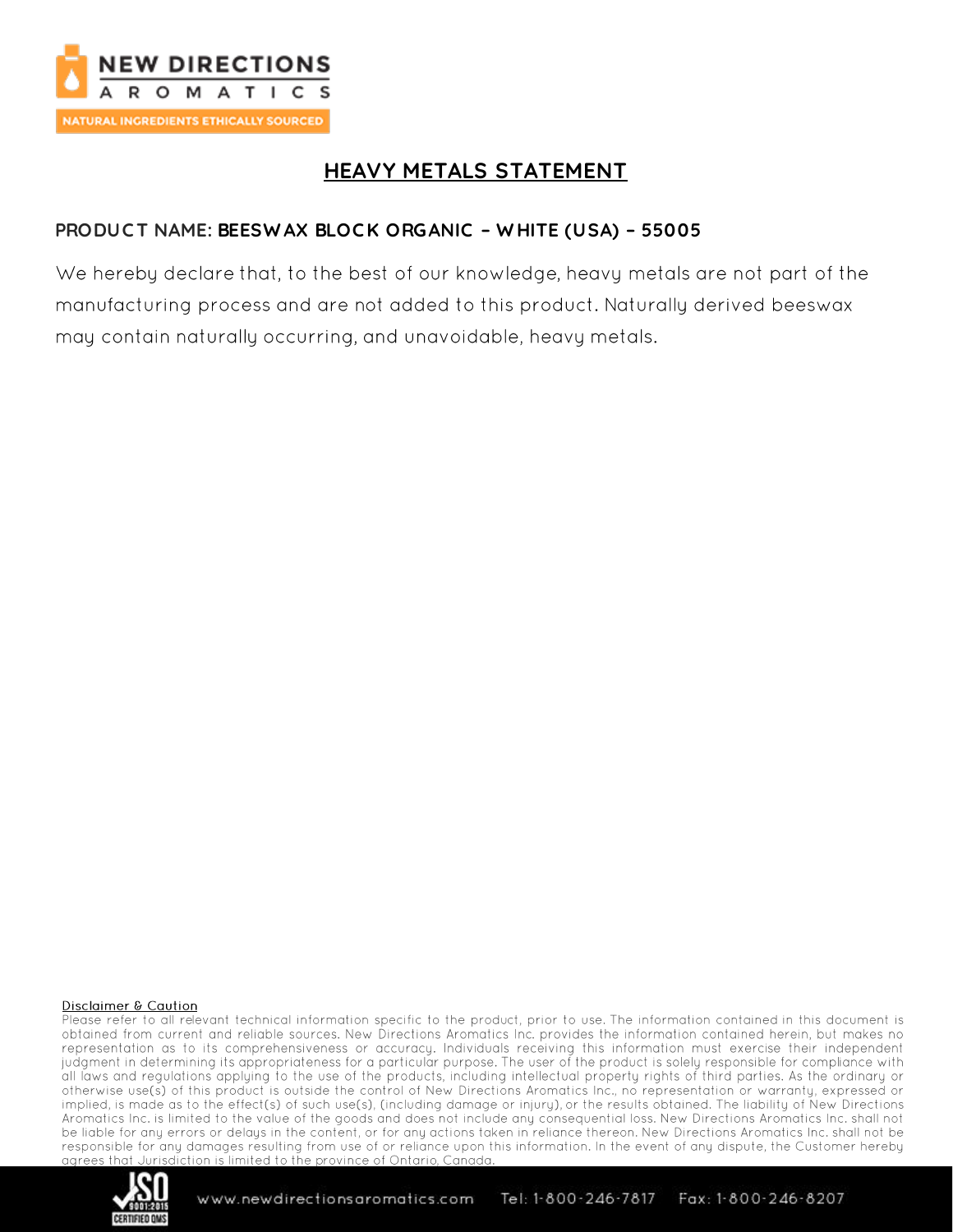# HEAVY METALS STATEMENT

**PRODUCT NAME: BEESWAX BLOCK ORGANIC – WHITE (USA) – 55005**

We hereby declare that, to the best of our knowledge, heavy metals are not part of the manufacturing process and are not added to this product. Naturally derived beeswax may contain naturally occurring, and unavoidable, heavy metals.

Disclaimer & Caution

Please refer to all relevant technical information specific to the product, prior to use. The information contained in this document is obtained from current and reliable sources. New Directions Aromatics Inc. provides the information contained herein, but makes no representation as to its comprehensiveness or accuracy. Individuals receiving this information must exercise their independent judgment in determining its appropriateness for a particular purpose. The user of the product is solely responsible for compliance with all laws and regulations applying to the use of the products, including intellectual property rights of third parties. As the ordinary or otherwise use(s) of this product is outside the control of New Directions Aromatics Inc., no representation or warranty, expressed or implied, is made as to the effect(s) of such use(s), (including damage or injury), or the results obtained. The liability of New Directions Aromatics Inc. is limited to the value of the goods and does not include any consequential loss. New Directions Aromatics Inc. shall not be liable for any errors or delays in the content, or for any actions taken in reliance thereon. New Directions Aromatics Inc. shall not be responsible for any damages resulting from use of or reliance upon this information. In the event of any dispute, the Customer hereby agrees that Jurisdiction is limited to the province of Ontario, Canada.

www.newdirectionsaromatics.com Tel: 1-800-246-7817 Fax: 1-800-246-8207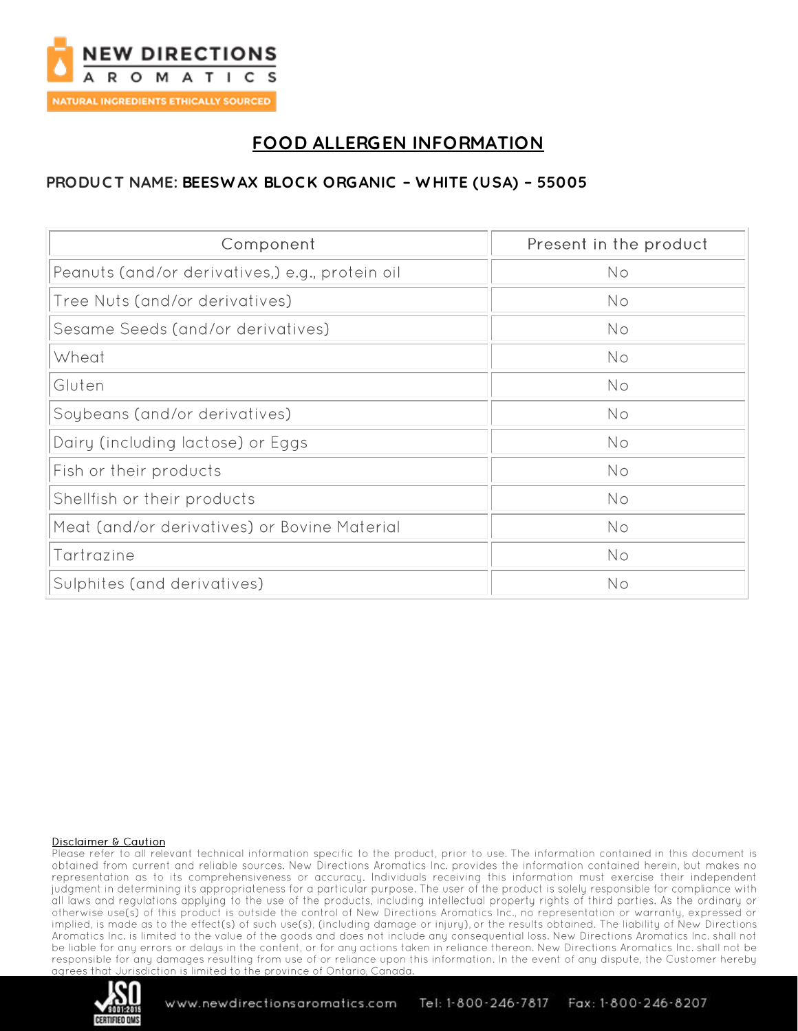# FOOD ALLERGEN INFORMATION

**PRODUCT NAME: BEESWAX BLOCK ORGANIC – WHITE (USA) – 55005**

| Component | Present in the product |
|---|---|
| Peanuts (and/or derivatives,) e.g., protein oil | No |
| Tree Nuts (and/or derivatives) | No |
| Sesame Seeds (and/or derivatives) | No |
| Wheat | No |
| Gluten | No |
| Soybeans (and/or derivatives) | No |
| Dairy (including lactose) or Eggs | No |
| Fish or their products | No |
| Shellfish or their products | No |
| Meat (and/or derivatives) or Bovine Material | No |
| Tartrazine | No |
| Sulphites (and derivatives) | No |

**Disclaimer & Caution**

Please refer to all relevant technical information specific to the product, prior to use. The information contained in this document is obtained from current and reliable sources. New Directions Aromatics Inc. provides the information contained herein, but makes no representation as to its comprehensiveness or accuracy. Individuals receiving this information must exercise their independent judgment in determining its appropriateness for a particular purpose. The user of the product is solely responsible for compliance with all laws and regulations applying to the use of the products, including intellectual property rights of third parties. As the ordinary or otherwise use(s) of this product is outside the control of New Directions Aromatics Inc., no representation or warranty, expressed or implied, is made as to the effect(s) of such use(s), (including damage or injury), or the results obtained. The liability of New Directions Aromatics Inc. is limited to the value of the goods and does not include any consequential loss. New Directions Aromatics Inc. shall not be liable for any errors or delays in the content, or for any actions taken in reliance thereon. New Directions Aromatics Inc. shall not be responsible for any damages resulting from use of or reliance upon this information. In the event of any dispute, the Customer hereby agrees that Jurisdiction is limited to the province of Ontario, Canada.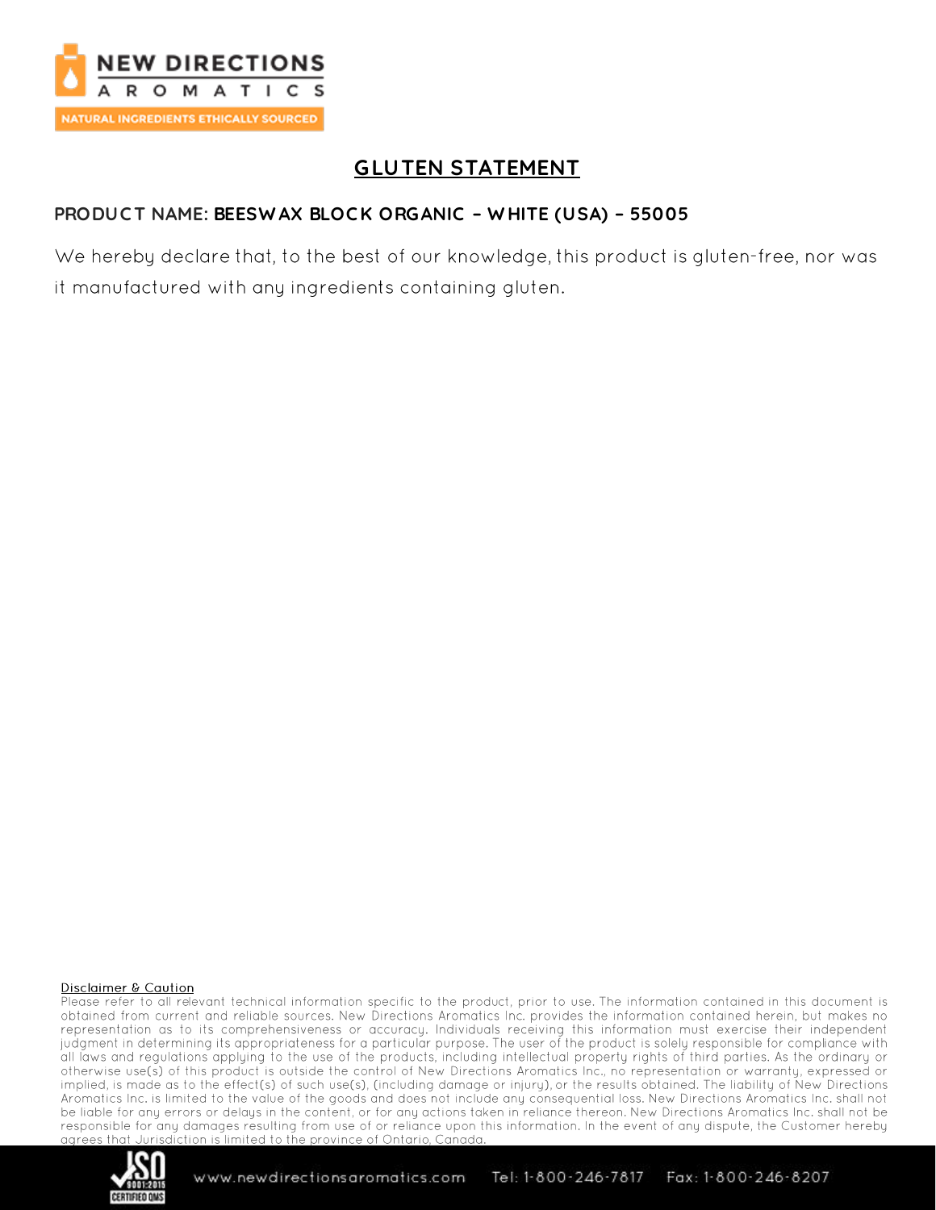# GLUTEN STATEMENT

**PRODUCT NAME: BEESWAX BLOCK ORGANIC – WHITE (USA) – 55005**

We hereby declare that, to the best of our knowledge, this product is gluten-free, nor was it manufactured with any ingredients containing gluten.

**Disclaimer & Caution**

Please refer to all relevant technical information specific to the product, prior to use. The information contained in this document is obtained from current and reliable sources. New Directions Aromatics Inc. provides the information contained herein, but makes no representation as to its comprehensiveness or accuracy. Individuals receiving this information must exercise their independent judgment in determining its appropriateness for a particular purpose. The user of the product is solely responsible for compliance with all laws and regulations applying to the use of the products, including intellectual property rights of third parties. As the ordinary or otherwise use(s) of this product is outside the control of New Directions Aromatics Inc., no representation or warranty, expressed or implied, is made as to the effect(s) of such use(s), (including damage or injury), or the results obtained. The liability of New Directions Aromatics Inc. is limited to the value of the goods and does not include any consequential loss. New Directions Aromatics Inc. shall not be liable for any errors or delays in the content, or for any actions taken in reliance thereon. New Directions Aromatics Inc. shall not be responsible for any damages resulting from use of or reliance upon this information. In the event of any dispute, the Customer hereby agrees that Jurisdiction is limited to the province of Ontario, Canada.

www.newdirectionsaromatics.com Tel: 1-800-246-7817 Fax: 1-800-246-8207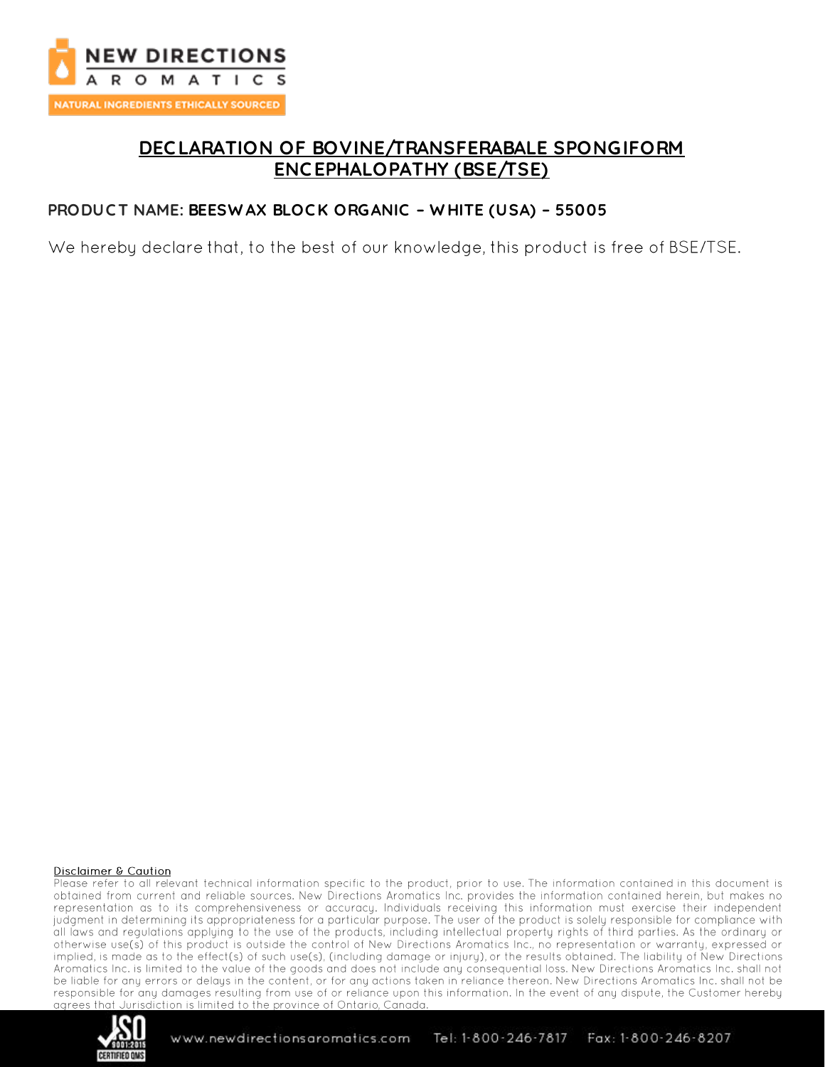# DECLARATION OF BOVINE/TRANSFERABALE SPONGIFORM ENCEPHALOPATHY (BSE/TSE)

**PRODUCT NAME: BEESWAX BLOCK ORGANIC – WHITE (USA) – 55005**

We hereby declare that, to the best of our knowledge, this product is free of BSE/TSE.

Disclaimer & Caution

Please refer to all relevant technical information specific to the product, prior to use. The information contained in this document is obtained from current and reliable sources. New Directions Aromatics Inc. provides the information contained herein, but makes no representation as to its comprehensiveness or accuracy. Individuals receiving this information must exercise their independent judgment in determining its appropriateness for a particular purpose. The user of the product is solely responsible for compliance with all laws and regulations applying to the use of the products, including intellectual property rights of third parties. As the ordinary or otherwise use(s) of this product is outside the control of New Directions Aromatics Inc., no representation or warranty, expressed or implied, is made as to the effect(s) of such use(s), (including damage or injury), or the results obtained. The liability of New Directions Aromatics Inc. is limited to the value of the goods and does not include any consequential loss. New Directions Aromatics Inc. shall not be liable for any errors or delays in the content, or for any actions taken in reliance thereon. New Directions Aromatics Inc. shall not be responsible for any damages resulting from use of or reliance upon this information. In the event of any dispute, the Customer hereby agrees that Jurisdiction is limited to the province of Ontario, Canada.

www.newdirectionsaromatics.com Tel: 1-800-246-7817 Fax: 1-800-246-8207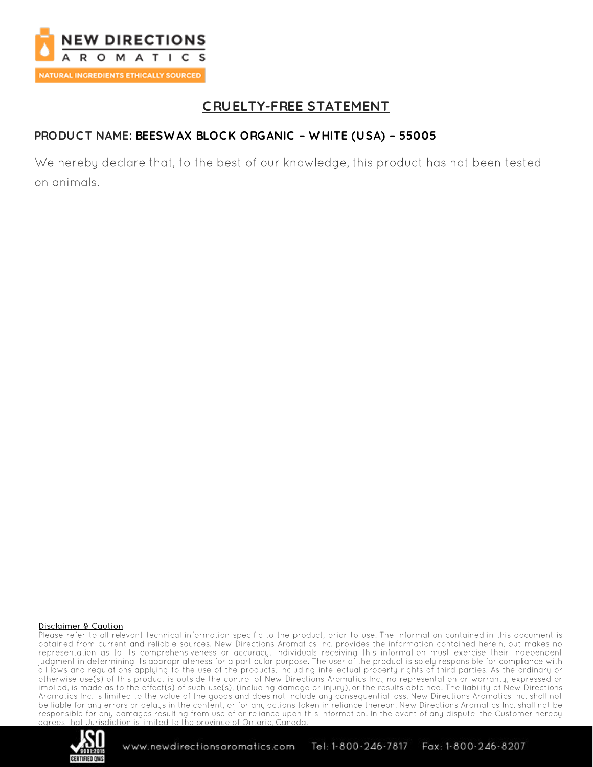NEW DIRECTIONS

AROMATICS

NATURAL INGREDIENTS ETHICALLY SOURCED

# CRUELTY-FREE STATEMENT

**PRODUCT NAME: BEESWAX BLOCK ORGANIC – WHITE (USA) – 55005**

We hereby declare that, to the best of our knowledge, this product has not been tested on animals.

Disclaimer & Caution

Please refer to all relevant technical information specific to the product, prior to use. The information contained in this document is obtained from current and reliable sources. New Directions Aromatics Inc. provides the information contained herein, but makes no representation as to its comprehensiveness or accuracy. Individuals receiving this information must exercise their independent judgment in determining its appropriateness for a particular purpose. The user of the product is solely responsible for compliance with all laws and regulations applying to the use of the products, including intellectual property rights of third parties. As the ordinary or otherwise use(s) of this product is outside the control of New Directions Aromatics Inc., no representation or warranty, expressed or implied, is made as to the effect(s) of such use(s), (including damage or injury), or the results obtained. The liability of New Directions Aromatics Inc. is limited to the value of the goods and does not include any consequential loss. New Directions Aromatics Inc. shall not be liable for any errors or delays in the content, or for any actions taken in reliance thereon. New Directions Aromatics Inc. shall not be responsible for any damages resulting from use of or reliance upon this information. In the event of any dispute, the Customer hereby agrees that Jurisdiction is limited to the province of Ontario, Canada.

www.newdirectionsaromatics.com Tel: 1-800-246-7817 Fax: 1-800-246-8207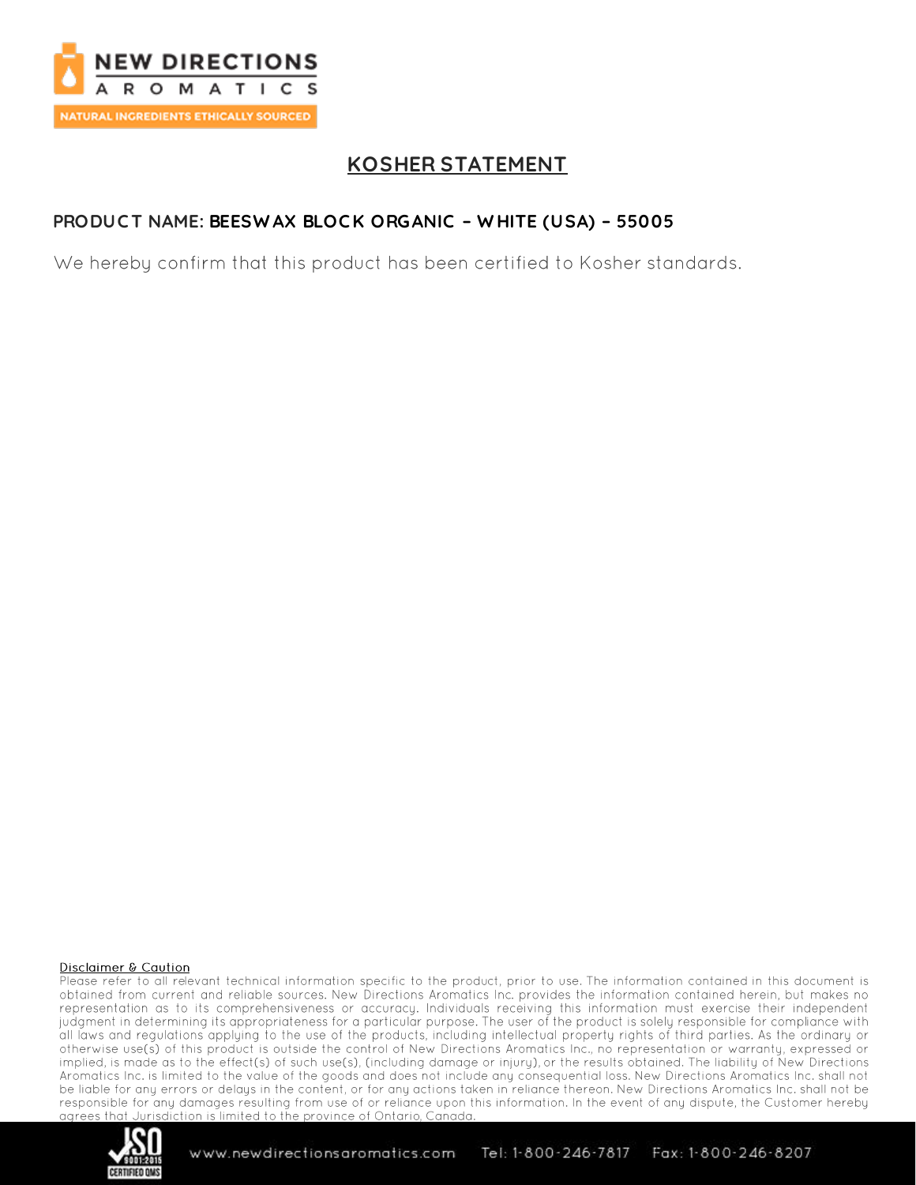# KOSHER STATEMENT

**PRODUCT NAME: BEESWAX BLOCK ORGANIC – WHITE (USA) – 55005**

We hereby confirm that this product has been certified to Kosher standards.

**Disclaimer & Caution**

Please refer to all relevant technical information specific to the product, prior to use. The information contained in this document is obtained from current and reliable sources. New Directions Aromatics Inc. provides the information contained herein, but makes no representation as to its comprehensiveness or accuracy. Individuals receiving this information must exercise their independent judgment in determining its appropriateness for a particular purpose. The user of the product is solely responsible for compliance with all laws and regulations applying to the use of the products, including intellectual property rights of third parties. As the ordinary or otherwise use(s) of this product is outside the control of New Directions Aromatics Inc., no representation or warranty, expressed or implied, is made as to the effect(s) of such use(s), (including damage or injury), or the results obtained. The liability of New Directions Aromatics Inc. is limited to the value of the goods and does not include any consequential loss. New Directions Aromatics Inc. shall not be liable for any errors or delays in the content, or for any actions taken in reliance thereon. New Directions Aromatics Inc. shall not be responsible for any damages resulting from use of or reliance upon this information. In the event of any dispute, the Customer hereby agrees that Jurisdiction is limited to the province of Ontario, Canada.

www.newdirectionsaromatics.com Tel: 1-800-246-7817 Fax: 1-800-246-8207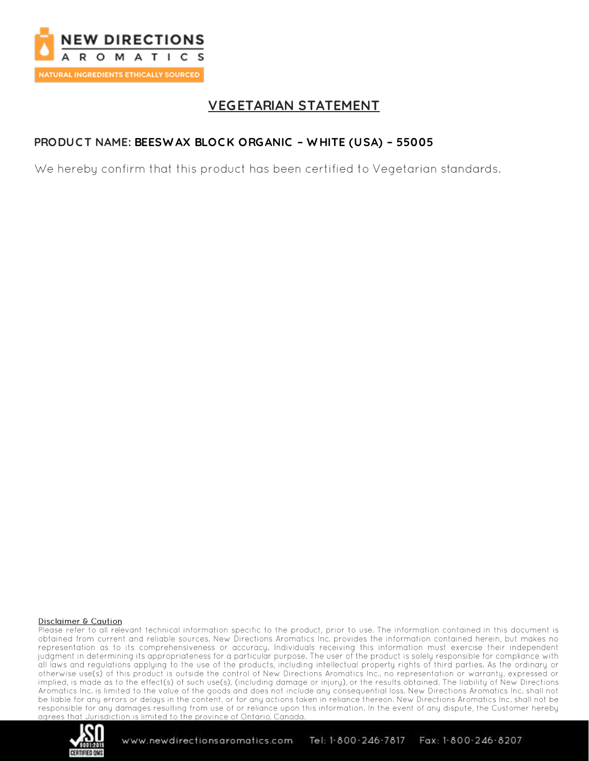# VEGETARIAN STATEMENT

**PRODUCT NAME: BEESWAX BLOCK ORGANIC – WHITE (USA) – 55005**

We hereby confirm that this product has been certified to Vegetarian standards.

**Disclaimer & Caution**

Please refer to all relevant technical information specific to the product, prior to use. The information contained in this document is obtained from current and reliable sources. New Directions Aromatics Inc. provides the information contained herein, but makes no representation as to its comprehensiveness or accuracy. Individuals receiving this information must exercise their independent judgment in determining its appropriateness for a particular purpose. The user of the product is solely responsible for compliance with all laws and regulations applying to the use of the products, including intellectual property rights of third parties. As the ordinary or otherwise use(s) of this product is outside the control of New Directions Aromatics Inc., no representation or warranty, expressed or implied, is made as to the effect(s) of such use(s), (including damage or injury), or the results obtained. The liability of New Directions Aromatics Inc. is limited to the value of the goods and does not include any consequential loss. New Directions Aromatics Inc. shall not be liable for any errors or delays in the content, or for any actions taken in reliance thereon. New Directions Aromatics Inc. shall not be responsible for any damages resulting from use of or reliance upon this information. In the event of any dispute, the Customer hereby agrees that Jurisdiction is limited to the province of Ontario, Canada.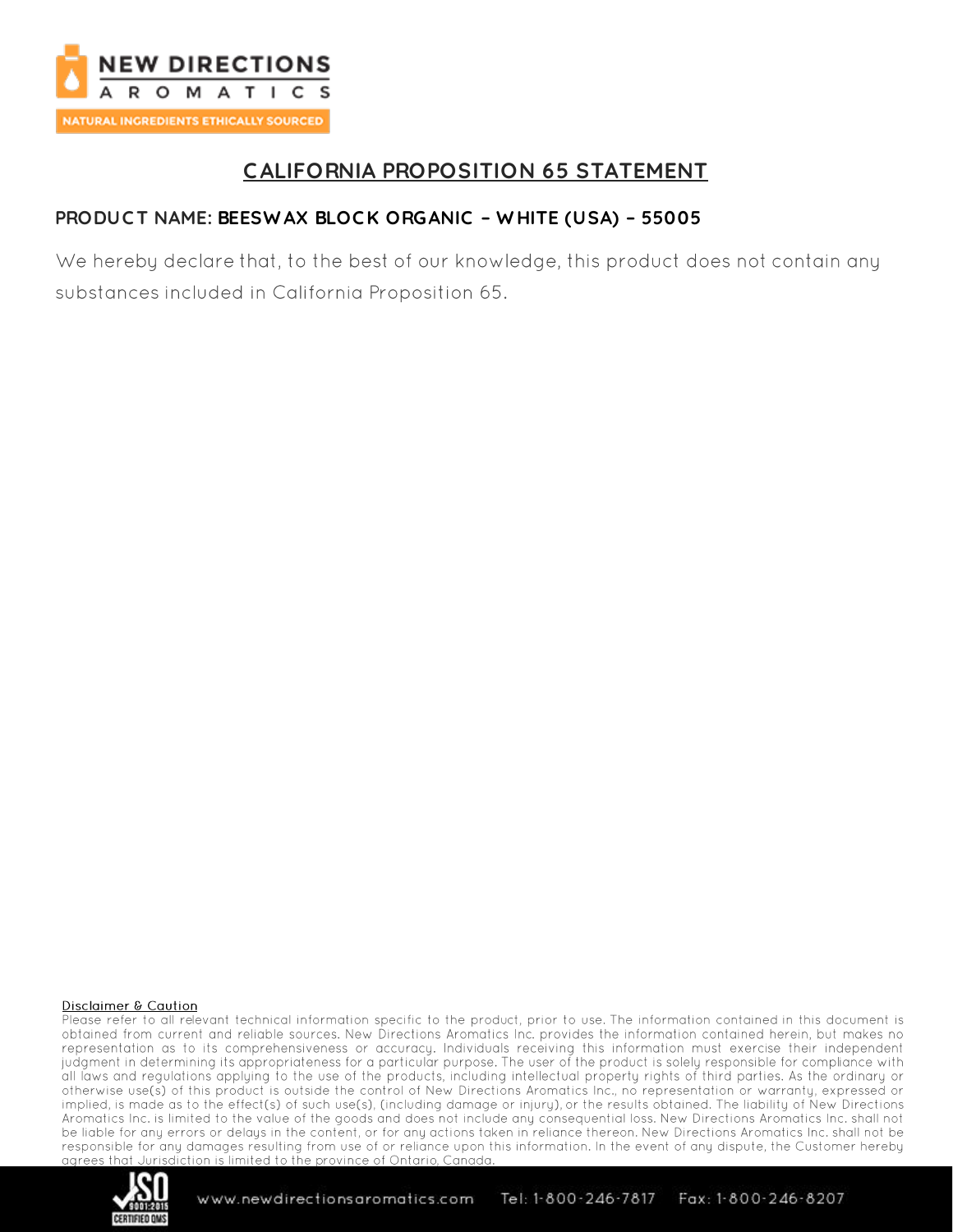# CALIFORNIA PROPOSITION 65 STATEMENT

**PRODUCT NAME: BEESWAX BLOCK ORGANIC – WHITE (USA) – 55005**

We hereby declare that, to the best of our knowledge, this product does not contain any substances included in California Proposition 65.

**Disclaimer & Caution**

Please refer to all relevant technical information specific to the product, prior to use. The information contained in this document is obtained from current and reliable sources. New Directions Aromatics Inc. provides the information contained herein, but makes no representation as to its comprehensiveness or accuracy. Individuals receiving this information must exercise their independent judgment in determining its appropriateness for a particular purpose. The user of the product is solely responsible for compliance with all laws and regulations applying to the use of the products, including intellectual property rights of third parties. As the ordinary or otherwise use(s) of this product is outside the control of New Directions Aromatics Inc., no representation or warranty, expressed or implied, is made as to the effect(s) of such use(s), (including damage or injury), or the results obtained. The liability of New Directions Aromatics Inc. is limited to the value of the goods and does not include any consequential loss. New Directions Aromatics Inc. shall not be liable for any errors or delays in the content, or for any actions taken in reliance thereon. New Directions Aromatics Inc. shall not be responsible for any damages resulting from use of or reliance upon this information. In the event of any dispute, the Customer hereby agrees that Jurisdiction is limited to the province of Ontario, Canada.

www.newdirectionsaromatics.com Tel: 1-800-246-7817 Fax: 1-800-246-8207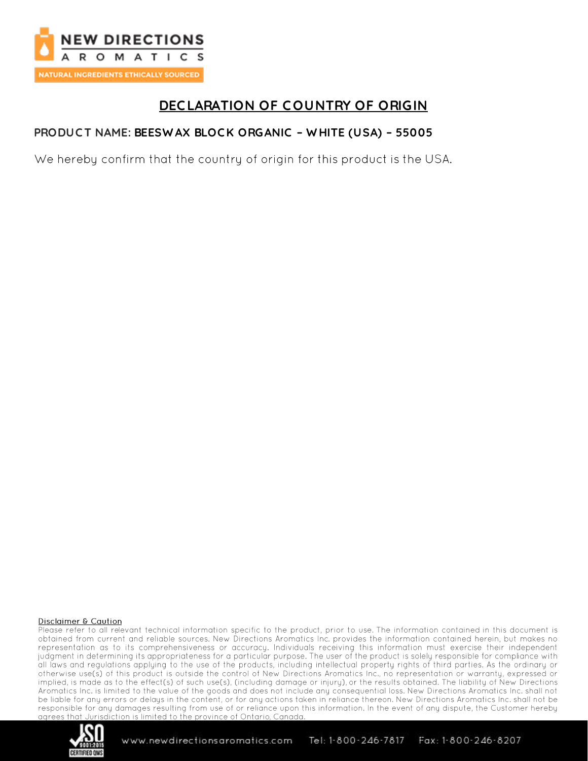NEW DIRECTIONS AROMATICS

NATURAL INGREDIENTS ETHICALLY SOURCED

# DECLARATION OF COUNTRY OF ORIGIN

**PRODUCT NAME: BEESWAX BLOCK ORGANIC – WHITE (USA) – 55005**

We hereby confirm that the country of origin for this product is the USA.

Disclaimer & Caution

Please refer to all relevant technical information specific to the product, prior to use. The information contained in this document is obtained from current and reliable sources. New Directions Aromatics Inc. provides the information contained herein, but makes no representation as to its comprehensiveness or accuracy. Individuals receiving this information must exercise their independent judgment in determining its appropriateness for a particular purpose. The user of the product is solely responsible for compliance with all laws and regulations applying to the use of the products, including intellectual property rights of third parties. As the ordinary or otherwise use(s) of this product is outside the control of New Directions Aromatics Inc., no representation or warranty, expressed or implied, is made as to the effect(s) of such use(s), (including damage or injury), or the results obtained. The liability of New Directions Aromatics Inc. is limited to the value of the goods and does not include any consequential loss. New Directions Aromatics Inc. shall not be liable for any errors or delays in the content, or for any actions taken in reliance thereon. New Directions Aromatics Inc. shall not be responsible for any damages resulting from use of or reliance upon this information. In the event of any dispute, the Customer hereby agrees that Jurisdiction is limited to the province of Ontario, Canada.

ISO 9001:2015 CERTIFIED QMS

www.newdirectionsaromatics.com Tel: 1-800-246-7817 Fax: 1-800-246-8207